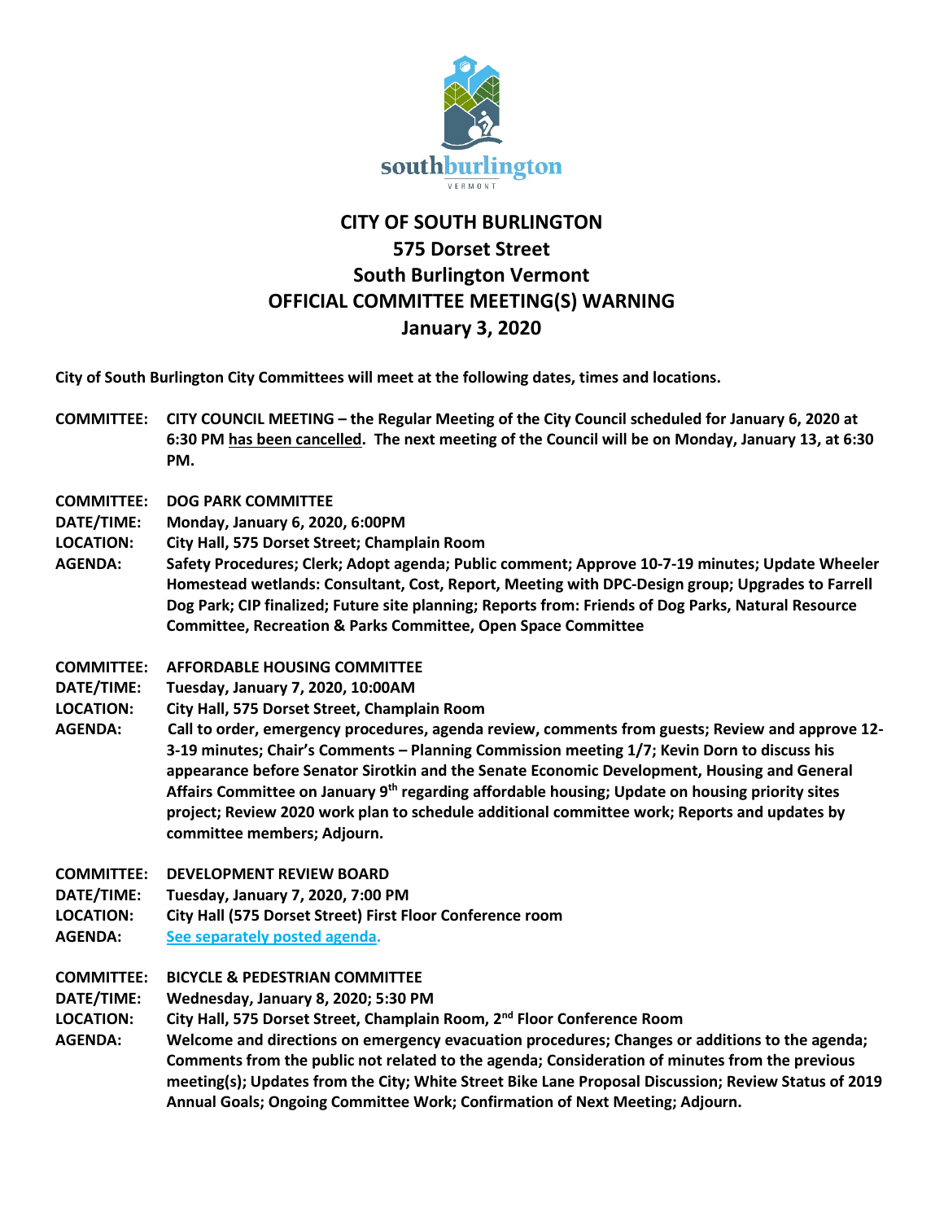# CITY OF SOUTH BURLINGTON
## 575 Dorset Street
## South Burlington Vermont
## OFFICIAL COMMITTEE MEETING(S) WARNING
## January 3, 2020

**City of South Burlington City Committees will meet at the following dates, times and locations.**

**COMMITTEE:** **CITY COUNCIL MEETING – the Regular Meeting of the City Council scheduled for January 6, 2020 at 6:30 PM has been cancelled. The next meeting of the Council will be on Monday, January 13, at 6:30 PM.**

**COMMITTEE:** **DOG PARK COMMITTEE**
**DATE/TIME:** **Monday, January 6, 2020, 6:00PM**
**LOCATION:** **City Hall, 575 Dorset Street; Champlain Room**
**AGENDA:** **Safety Procedures; Clerk; Adopt agenda; Public comment; Approve 10-7-19 minutes; Update Wheeler Homestead wetlands: Consultant, Cost, Report, Meeting with DPC-Design group; Upgrades to Farrell Dog Park; CIP finalized; Future site planning; Reports from: Friends of Dog Parks, Natural Resource Committee, Recreation & Parks Committee, Open Space Committee**

**COMMITTEE:** **AFFORDABLE HOUSING COMMITTEE**
**DATE/TIME:** **Tuesday, January 7, 2020, 10:00AM**
**LOCATION:** **City Hall, 575 Dorset Street, Champlain Room**
**AGENDA:** **Call to order, emergency procedures, agenda review, comments from guests; Review and approve 12-3-19 minutes; Chair's Comments – Planning Commission meeting 1/7; Kevin Dorn to discuss his appearance before Senator Sirotkin and the Senate Economic Development, Housing and General Affairs Committee on January 9th regarding affordable housing; Update on housing priority sites project; Review 2020 work plan to schedule additional committee work; Reports and updates by committee members; Adjourn.**

**COMMITTEE:** **DEVELOPMENT REVIEW BOARD**
**DATE/TIME:** **Tuesday, January 7, 2020, 7:00 PM**
**LOCATION:** **City Hall (575 Dorset Street) First Floor Conference room**
**AGENDA:** **See separately posted agenda.**

**COMMITTEE:** **BICYCLE & PEDESTRIAN COMMITTEE**
**DATE/TIME:** **Wednesday, January 8, 2020; 5:30 PM**
**LOCATION:** **City Hall, 575 Dorset Street, Champlain Room, 2nd Floor Conference Room**
**AGENDA:** **Welcome and directions on emergency evacuation procedures; Changes or additions to the agenda; Comments from the public not related to the agenda; Consideration of minutes from the previous meeting(s); Updates from the City; White Street Bike Lane Proposal Discussion; Review Status of 2019 Annual Goals; Ongoing Committee Work; Confirmation of Next Meeting; Adjourn.**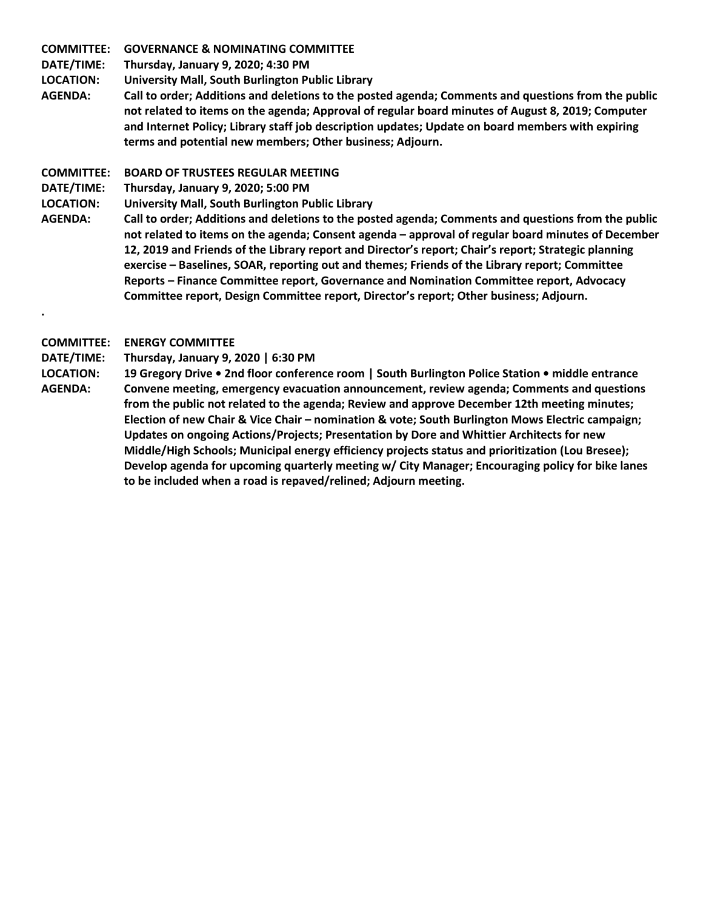**COMMITTEE:** **GOVERNANCE & NOMINATING COMMITTEE**
**DATE/TIME:** **Thursday, January 9, 2020; 4:30 PM**
**LOCATION:** **University Mall, South Burlington Public Library**
**AGENDA:** **Call to order; Additions and deletions to the posted agenda; Comments and questions from the public not related to items on the agenda; Approval of regular board minutes of August 8, 2019; Computer and Internet Policy; Library staff job description updates; Update on board members with expiring terms and potential new members; Other business; Adjourn.**

**COMMITTEE:** **BOARD OF TRUSTEES REGULAR MEETING**
**DATE/TIME:** **Thursday, January 9, 2020; 5:00 PM**
**LOCATION:** **University Mall, South Burlington Public Library**
**AGENDA:** **Call to order; Additions and deletions to the posted agenda; Comments and questions from the public not related to items on the agenda; Consent agenda – approval of regular board minutes of December 12, 2019 and Friends of the Library report and Director's report; Chair's report; Strategic planning exercise – Baselines, SOAR, reporting out and themes; Friends of the Library report; Committee Reports – Finance Committee report, Governance and Nomination Committee report, Advocacy Committee report, Design Committee report, Director's report; Other business; Adjourn.**

.

**COMMITTEE:** **ENERGY COMMITTEE**
**DATE/TIME:** **Thursday, January 9, 2020 | 6:30 PM**
**LOCATION:** **19 Gregory Drive • 2nd floor conference room | South Burlington Police Station • middle entrance**
**AGENDA:** **Convene meeting, emergency evacuation announcement, review agenda; Comments and questions from the public not related to the agenda; Review and approve December 12th meeting minutes; Election of new Chair & Vice Chair – nomination & vote; South Burlington Mows Electric campaign; Updates on ongoing Actions/Projects; Presentation by Dore and Whittier Architects for new Middle/High Schools; Municipal energy efficiency projects status and prioritization (Lou Bresee); Develop agenda for upcoming quarterly meeting w/ City Manager; Encouraging policy for bike lanes to be included when a road is repaved/relined; Adjourn meeting.**